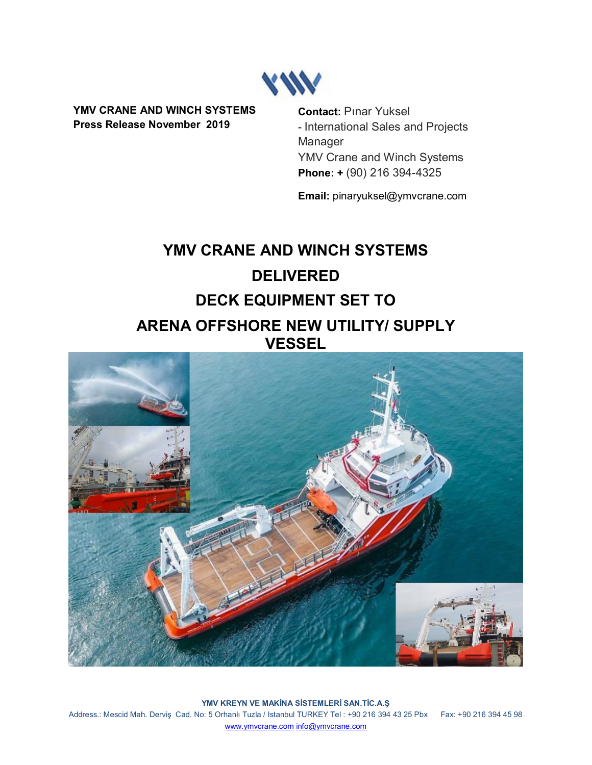**YMV CRANE AND WINCH SYSTEMS**
**Press Release November 2019**

**Contact:** Pınar Yuksel
- International Sales and Projects Manager
YMV Crane and Winch Systems
**Phone: +** (90) 216 394-4325

**Email:** pinaryuksel@ymvcrane.com

# YMV CRANE AND WINCH SYSTEMS DELIVERED DECK EQUIPMENT SET TO ARENA OFFSHORE NEW UTILITY/ SUPPLY VESSEL

**YMV KREYN VE MAKİNA SİSTEMLERİ SAN.TİC.A.Ş**
Address.: Mescid Mah. Derviş Cad. No: 5 Orhanlı Tuzla / Istanbul TURKEY Tel : +90 216 394 43 25 Pbx Fax: +90 216 394 45 98
www.ymvcrane.com info@ymvcrane.com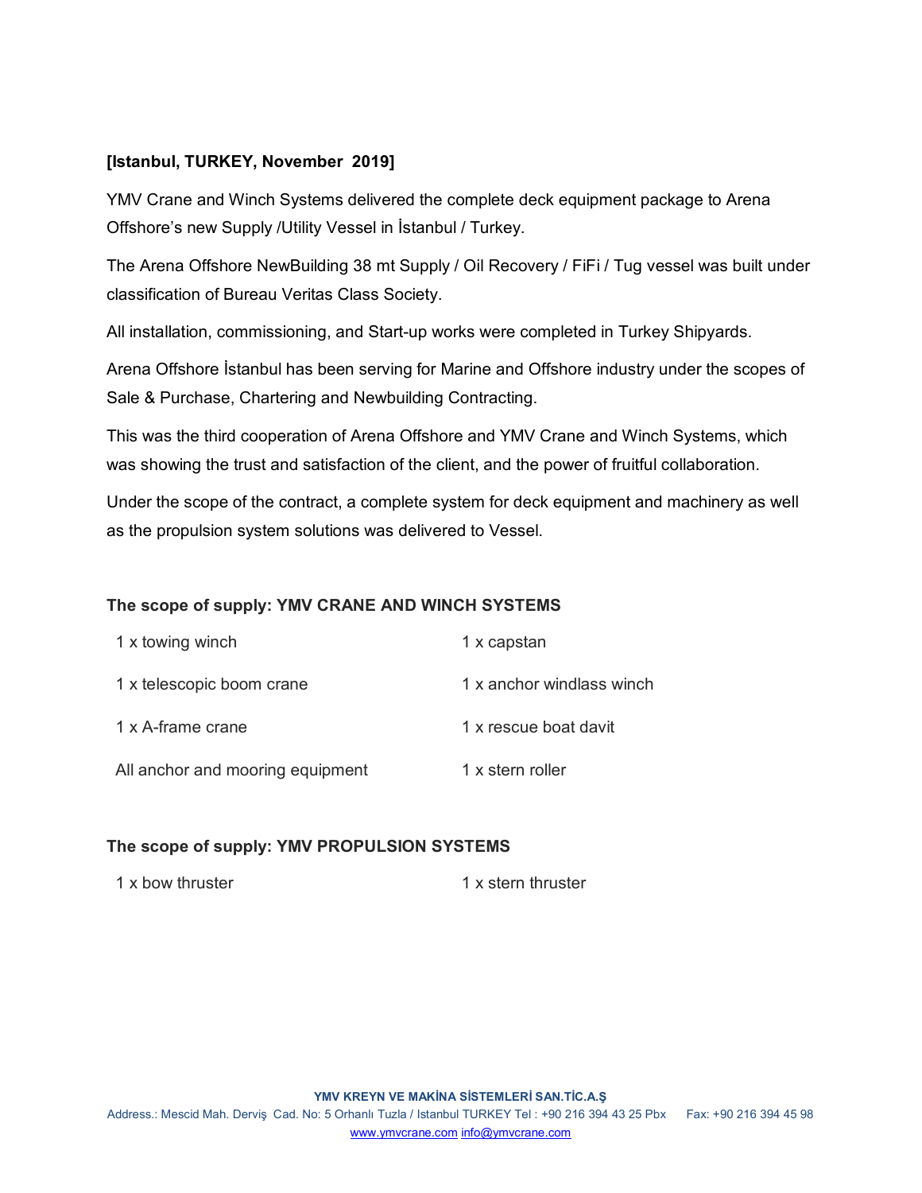**[Istanbul, TURKEY, November  2019]**

YMV Crane and Winch Systems delivered the complete deck equipment package to Arena Offshore's new Supply /Utility Vessel in İstanbul / Turkey.

The Arena Offshore NewBuilding 38 mt Supply / Oil Recovery / FiFi / Tug vessel was built under classification of Bureau Veritas Class Society.

All installation, commissioning, and Start-up works were completed in Turkey Shipyards.

Arena Offshore İstanbul has been serving for Marine and Offshore industry under the scopes of Sale & Purchase, Chartering and Newbuilding Contracting.

This was the third cooperation of Arena Offshore and YMV Crane and Winch Systems, which was showing the trust and satisfaction of the client, and the power of fruitful collaboration.

Under the scope of the contract, a complete system for deck equipment and machinery as well as the propulsion system solutions was delivered to Vessel.

**The scope of supply: YMV CRANE AND WINCH SYSTEMS**

| | |
|---|---|
| 1 x towing winch | 1 x capstan |
| 1 x telescopic boom crane | 1 x anchor windlass winch |
| 1 x A-frame crane | 1 x rescue boat davit |
| All anchor and mooring equipment | 1 x stern roller |

**The scope of supply: YMV PROPULSION SYSTEMS**

| | |
|---|---|
| 1 x bow thruster | 1 x stern thruster |

**YMV KREYN VE MAKİNA SİSTEMLERİ SAN.TİC.A.Ş**
Address.: Mescid Mah. Derviş  Cad. No: 5 Orhanlı Tuzla / Istanbul TURKEY Tel : +90 216 394 43 25 Pbx   Fax: +90 216 394 45 98
www.ymvcrane.com info@ymvcrane.com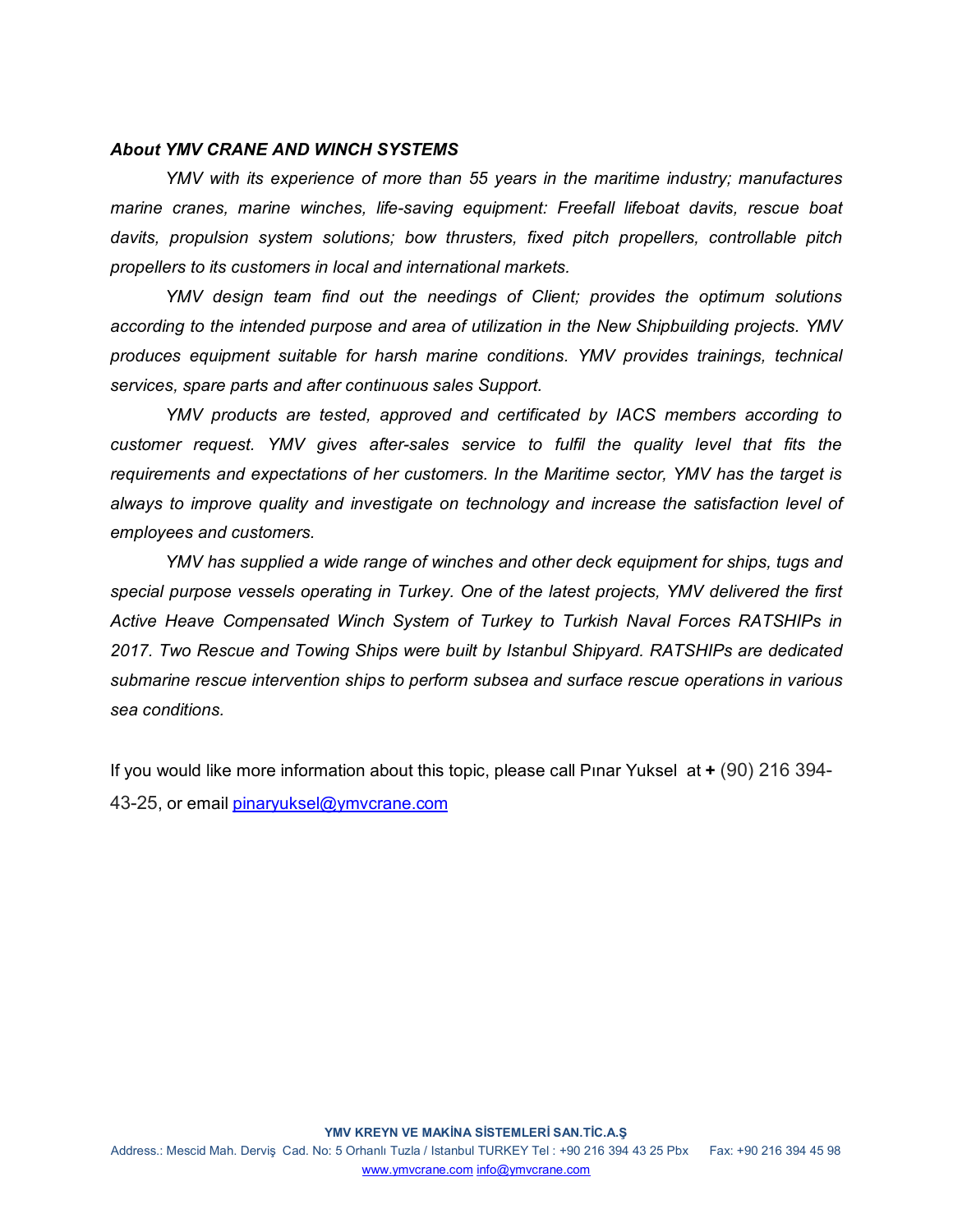***About YMV CRANE AND WINCH SYSTEMS***

*YMV with its experience of more than 55 years in the maritime industry; manufactures marine cranes, marine winches, life-saving equipment: Freefall lifeboat davits, rescue boat davits, propulsion system solutions; bow thrusters, fixed pitch propellers, controllable pitch propellers to its customers in local and international markets.*

*YMV design team find out the needings of Client; provides the optimum solutions according to the intended purpose and area of utilization in the New Shipbuilding projects. YMV produces equipment suitable for harsh marine conditions. YMV provides trainings, technical services, spare parts and after continuous sales Support.*

*YMV products are tested, approved and certificated by IACS members according to customer request. YMV gives after-sales service to fulfil the quality level that fits the requirements and expectations of her customers. In the Maritime sector, YMV has the target is always to improve quality and investigate on technology and increase the satisfaction level of employees and customers.*

*YMV has supplied a wide range of winches and other deck equipment for ships, tugs and special purpose vessels operating in Turkey. One of the latest projects, YMV delivered the first Active Heave Compensated Winch System of Turkey to Turkish Naval Forces RATSHIPs in 2017. Two Rescue and Towing Ships were built by Istanbul Shipyard. RATSHIPs are dedicated submarine rescue intervention ships to perform subsea and surface rescue operations in various sea conditions.*

If you would like more information about this topic, please call Pınar Yuksel at **+** (90) 216 394-43-25, or email pinaryuksel@ymvcrane.com

**YMV KREYN VE MAKİNA SİSTEMLERİ SAN.TİC.A.Ş**

Address.: Mescid Mah. Derviş Cad. No: 5 Orhanlı Tuzla / Istanbul TURKEY Tel : +90 216 394 43 25 Pbx Fax: +90 216 394 45 98

www.ymvcrane.com info@ymvcrane.com